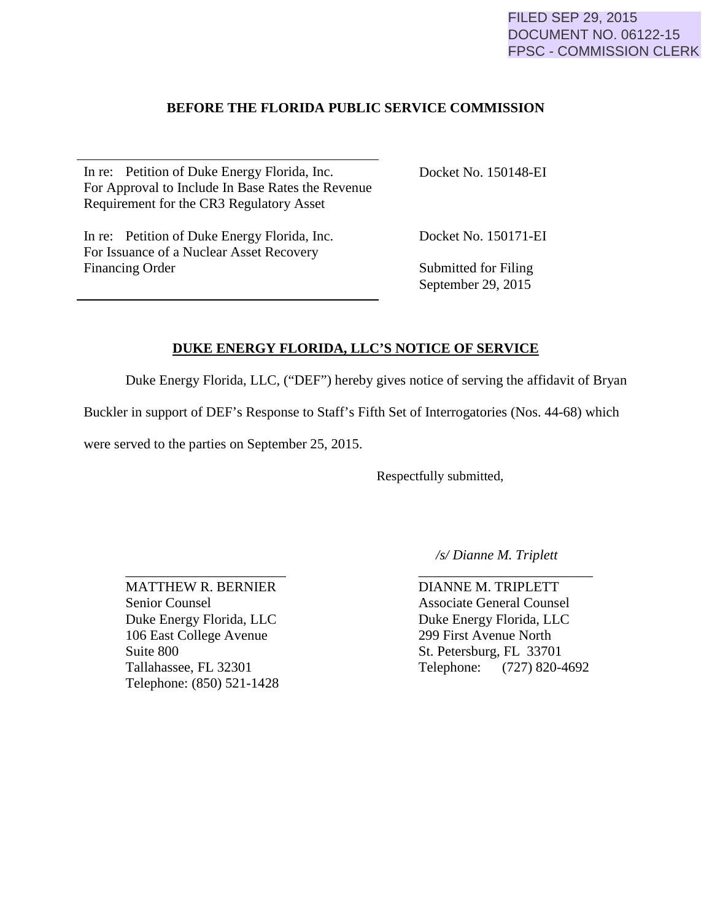FILED SEP 29, 2015
DOCUMENT NO. 06122-15
FPSC - COMMISSION CLERK

**BEFORE THE FLORIDA PUBLIC SERVICE COMMISSION**

| | |
|---|---|
| In re: Petition of Duke Energy Florida, Inc. For Approval to Include In Base Rates the Revenue Requirement for the CR3 Regulatory Asset | Docket No. 150148-EI |
| In re: Petition of Duke Energy Florida, Inc. For Issuance of a Nuclear Asset Recovery Financing Order | Docket No. 150171-EI<br><br>Submitted for Filing<br>September 29, 2015 |

**DUKE ENERGY FLORIDA, LLC'S NOTICE OF SERVICE**

Duke Energy Florida, LLC, ("DEF") hereby gives notice of serving the affidavit of Bryan Buckler in support of DEF's Response to Staff's Fifth Set of Interrogatories (Nos. 44-68) which were served to the parties on September 25, 2015.

Respectfully submitted,

*/s/ Dianne M. Triplett*

| | |
|---|---|
| \_\_\_\_\_\_\_\_\_\_\_\_\_\_\_\_\_\_\_\_\_\_ | \_\_\_\_\_\_\_\_\_\_\_\_\_\_\_\_\_\_\_\_\_\_ |
| MATTHEW R. BERNIER<br>Senior Counsel<br>Duke Energy Florida, LLC<br>106 East College Avenue<br>Suite 800<br>Tallahassee, FL 32301<br>Telephone: (850) 521-1428 | DIANNE M. TRIPLETT<br>Associate General Counsel<br>Duke Energy Florida, LLC<br>299 First Avenue North<br>St. Petersburg, FL 33701<br>Telephone: (727) 820-4692 |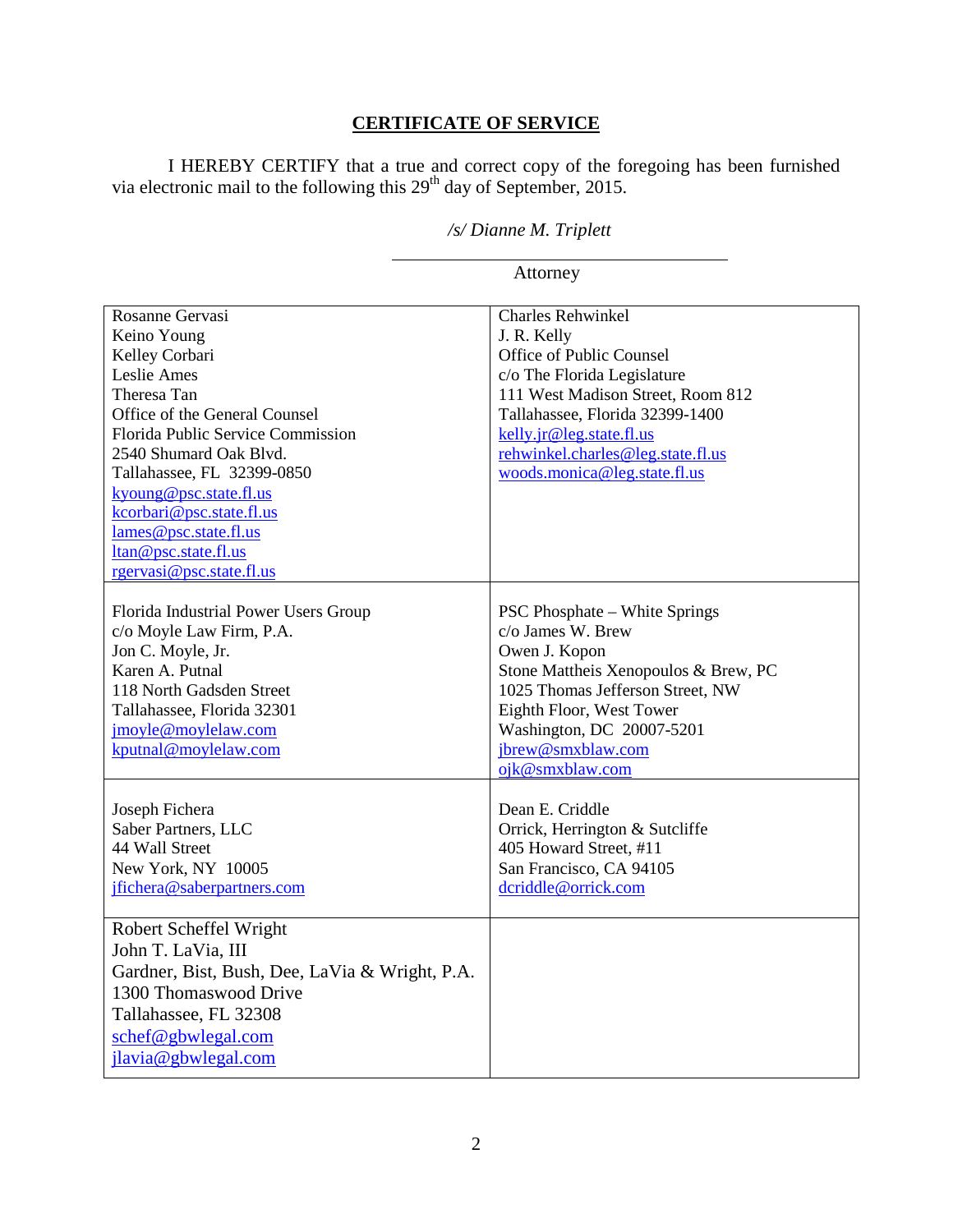## CERTIFICATE OF SERVICE

I HEREBY CERTIFY that a true and correct copy of the foregoing has been furnished via electronic mail to the following this 29th day of September, 2015.

*/s/ Dianne M. Triplett*

Attorney

| | |
|---|---|
| Rosanne Gervasi<br>Keino Young<br>Kelley Corbari<br>Leslie Ames<br>Theresa Tan<br>Office of the General Counsel<br>Florida Public Service Commission<br>2540 Shumard Oak Blvd.<br>Tallahassee, FL 32399-0850<br>kyoung@psc.state.fl.us<br>kcorbari@psc.state.fl.us<br>lames@psc.state.fl.us<br>ltan@psc.state.fl.us<br>rgervasi@psc.state.fl.us | Charles Rehwinkel<br>J. R. Kelly<br>Office of Public Counsel<br>c/o The Florida Legislature<br>111 West Madison Street, Room 812<br>Tallahassee, Florida 32399-1400<br>kelly.jr@leg.state.fl.us<br>rehwinkel.charles@leg.state.fl.us<br>woods.monica@leg.state.fl.us |
| Florida Industrial Power Users Group<br>c/o Moyle Law Firm, P.A.<br>Jon C. Moyle, Jr.<br>Karen A. Putnal<br>118 North Gadsden Street<br>Tallahassee, Florida 32301<br>jmoyle@moylelaw.com<br>kputnal@moylelaw.com | PSC Phosphate – White Springs<br>c/o James W. Brew<br>Owen J. Kopon<br>Stone Mattheis Xenopoulos & Brew, PC<br>1025 Thomas Jefferson Street, NW<br>Eighth Floor, West Tower<br>Washington, DC 20007-5201<br>jbrew@smxblaw.com<br>ojk@smxblaw.com |
| Joseph Fichera<br>Saber Partners, LLC<br>44 Wall Street<br>New York, NY 10005<br>jfichera@saberpartners.com | Dean E. Criddle<br>Orrick, Herrington & Sutcliffe<br>405 Howard Street, #11<br>San Francisco, CA 94105<br>dcriddle@orrick.com |
| Robert Scheffel Wright<br>John T. LaVia, III<br>Gardner, Bist, Bush, Dee, LaVia & Wright, P.A.<br>1300 Thomaswood Drive<br>Tallahassee, FL 32308<br>schef@gbwlegal.com<br>jlavia@gbwlegal.com | |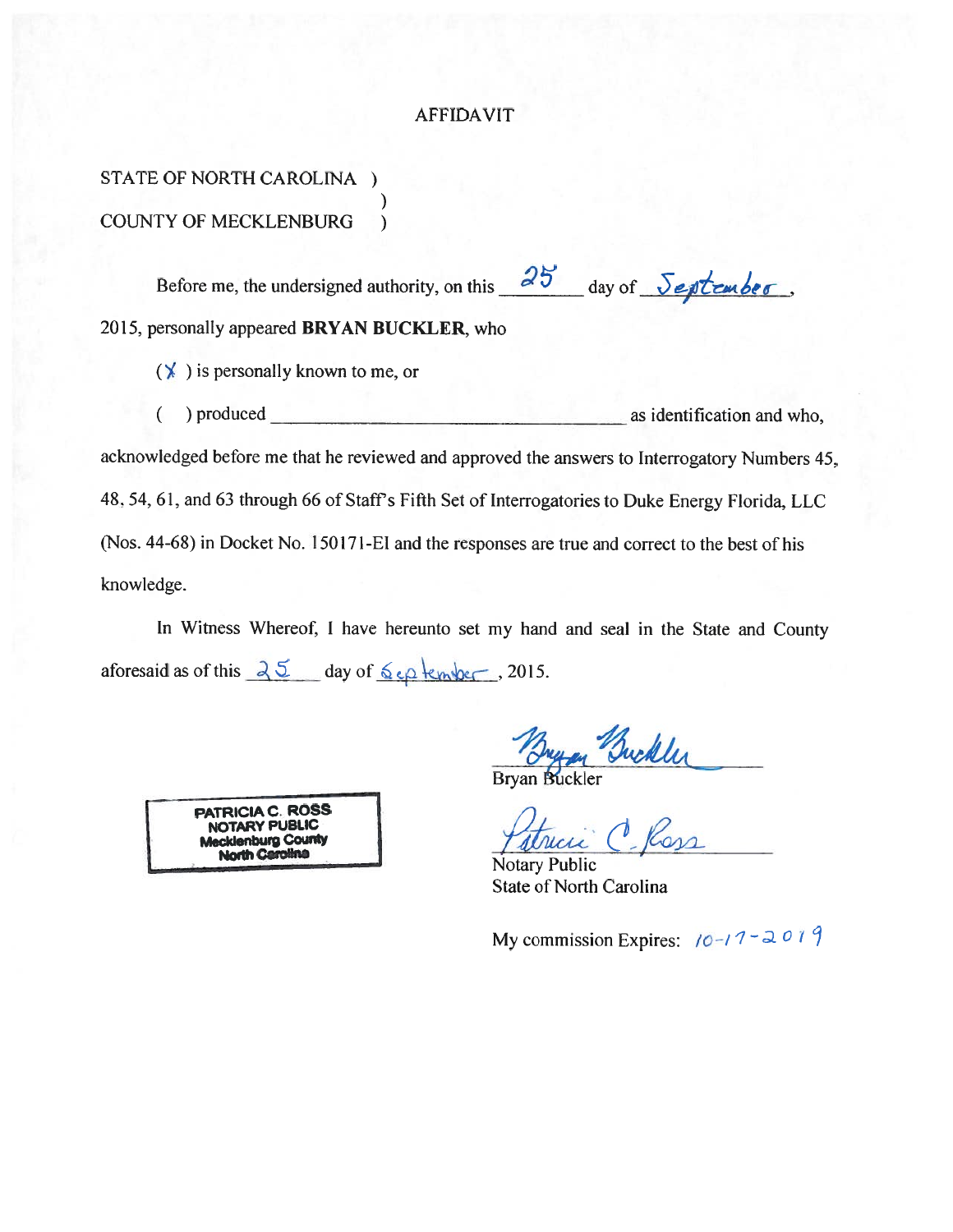# AFFIDAVIT

STATE OF NORTH CAROLINA )
)
COUNTY OF MECKLENBURG )

Before me, the undersigned authority, on this 25 day of September, 2015, personally appeared **BRYAN BUCKLER**, who

( X ) is personally known to me, or

( ) produced ______________________ as identification and who,

acknowledged before me that he reviewed and approved the answers to Interrogatory Numbers 45, 48, 54, 61, and 63 through 66 of Staff's Fifth Set of Interrogatories to Duke Energy Florida, LLC (Nos. 44-68) in Docket No. 150171-EI and the responses are true and correct to the best of his knowledge.

In Witness Whereof, I have hereunto set my hand and seal in the State and County aforesaid as of this 25 day of September, 2015.

Bryan Buckler

Bryan Buckler

PATRICIA C. ROSS
NOTARY PUBLIC
Mecklenburg County
North Carolina

Patricia C. Ross

Notary Public
State of North Carolina

My commission Expires: 10-17-2019